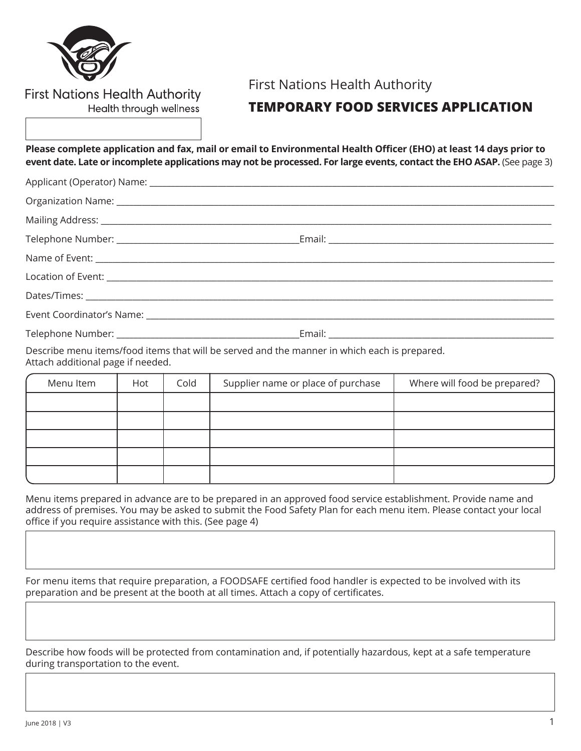First Nations Health Authority
Health through wellness

First Nations Health Authority

# TEMPORARY FOOD SERVICES APPLICATION

**Please complete application and fax, mail or email to Environmental Health Officer (EHO) at least 14 days prior to event date. Late or incomplete applications may not be processed. For large events, contact the EHO ASAP.** (See page 3)

Applicant (Operator) Name: ______________________________________________

Organization Name: ______________________________________________

Mailing Address: ______________________________________________

Telephone Number: ______________________ Email: ______________________

Name of Event: ______________________________________________

Location of Event: ______________________________________________

Dates/Times: ______________________________________________

Event Coordinator's Name: ______________________________________________

Telephone Number: ______________________ Email: ______________________

Describe menu items/food items that will be served and the manner in which each is prepared.
Attach additional page if needed.

| Menu Item | Hot | Cold | Supplier name or place of purchase | Where will food be prepared? |
|---|---|---|---|---|
| | | | | |
| | | | | |
| | | | | |
| | | | | |
| | | | | |

Menu items prepared in advance are to be prepared in an approved food service establishment. Provide name and address of premises. You may be asked to submit the Food Safety Plan for each menu item. Please contact your local office if you require assistance with this. (See page 4)

______________________________________________

For menu items that require preparation, a FOODSAFE certified food handler is expected to be involved with its preparation and be present at the booth at all times. Attach a copy of certificates.

______________________________________________

Describe how foods will be protected from contamination and, if potentially hazardous, kept at a safe temperature during transportation to the event.

______________________________________________

June 2018 | V3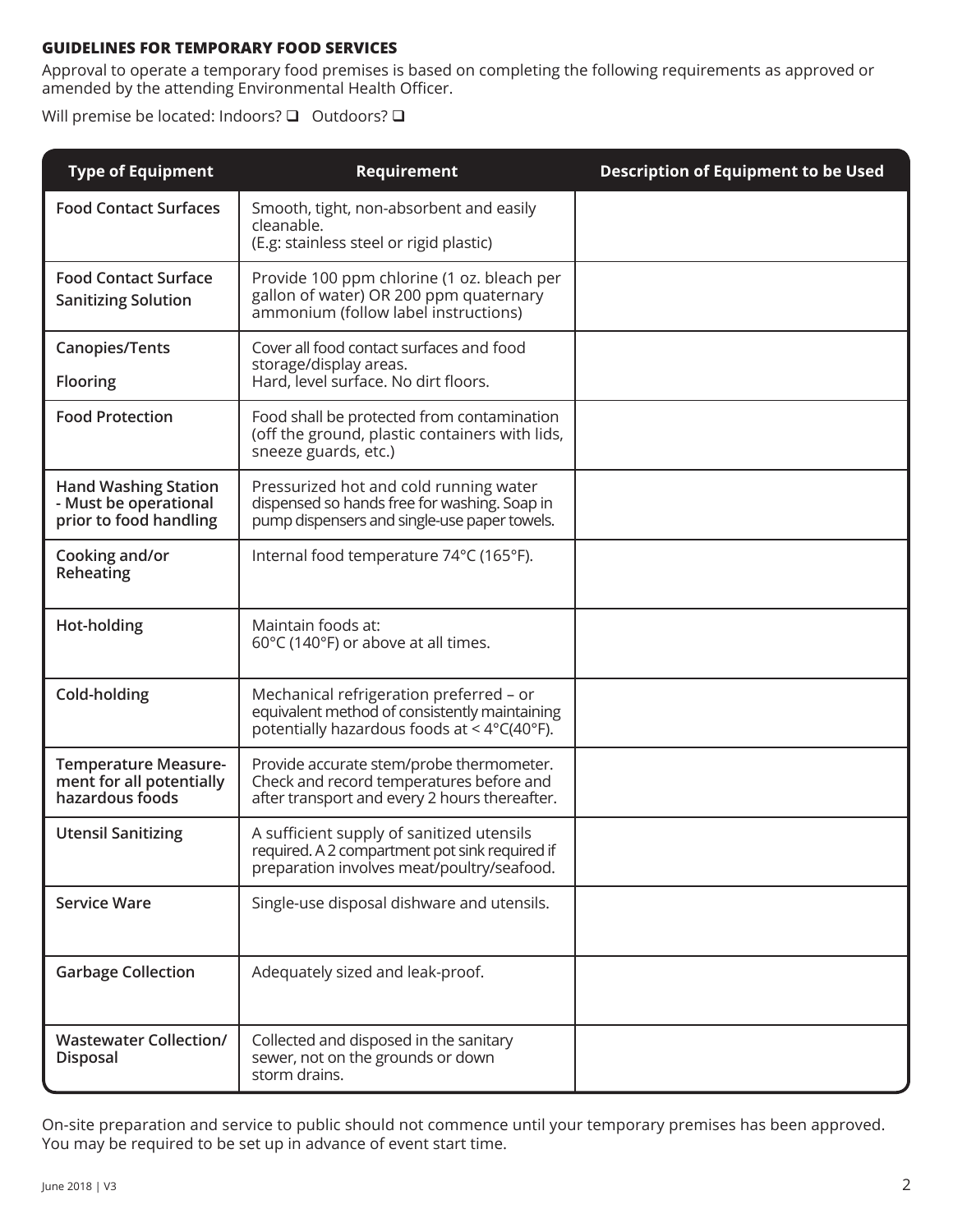## GUIDELINES FOR TEMPORARY FOOD SERVICES

Approval to operate a temporary food premises is based on completing the following requirements as approved or amended by the attending Environmental Health Officer.

Will premise be located: Indoors? ❑ Outdoors? ❑

| Type of Equipment | Requirement | Description of Equipment to be Used |
|---|---|---|
| **Food Contact Surfaces** | Smooth, tight, non-absorbent and easily cleanable. (E.g: stainless steel or rigid plastic) | |
| **Food Contact Surface Sanitizing Solution** | Provide 100 ppm chlorine (1 oz. bleach per gallon of water) OR 200 ppm quaternary ammonium (follow label instructions) | |
| **Canopies/Tents**<br>**Flooring** | Cover all food contact surfaces and food storage/display areas.<br>Hard, level surface. No dirt floors. | |
| **Food Protection** | Food shall be protected from contamination (off the ground, plastic containers with lids, sneeze guards, etc.) | |
| **Hand Washing Station - Must be operational prior to food handling** | Pressurized hot and cold running water dispensed so hands free for washing. Soap in pump dispensers and single-use paper towels. | |
| **Cooking and/or Reheating** | Internal food temperature 74°C (165°F). | |
| **Hot-holding** | Maintain foods at: 60°C (140°F) or above at all times. | |
| **Cold-holding** | Mechanical refrigeration preferred – or equivalent method of consistently maintaining potentially hazardous foods at < 4°C(40°F). | |
| **Temperature Measurement for all potentially hazardous foods** | Provide accurate stem/probe thermometer. Check and record temperatures before and after transport and every 2 hours thereafter. | |
| **Utensil Sanitizing** | A sufficient supply of sanitized utensils required. A 2 compartment pot sink required if preparation involves meat/poultry/seafood. | |
| **Service Ware** | Single-use disposal dishware and utensils. | |
| **Garbage Collection** | Adequately sized and leak-proof. | |
| **Wastewater Collection/ Disposal** | Collected and disposed in the sanitary sewer, not on the grounds or down storm drains. | |

On-site preparation and service to public should not commence until your temporary premises has been approved. You may be required to be set up in advance of event start time.

June 2018 | V3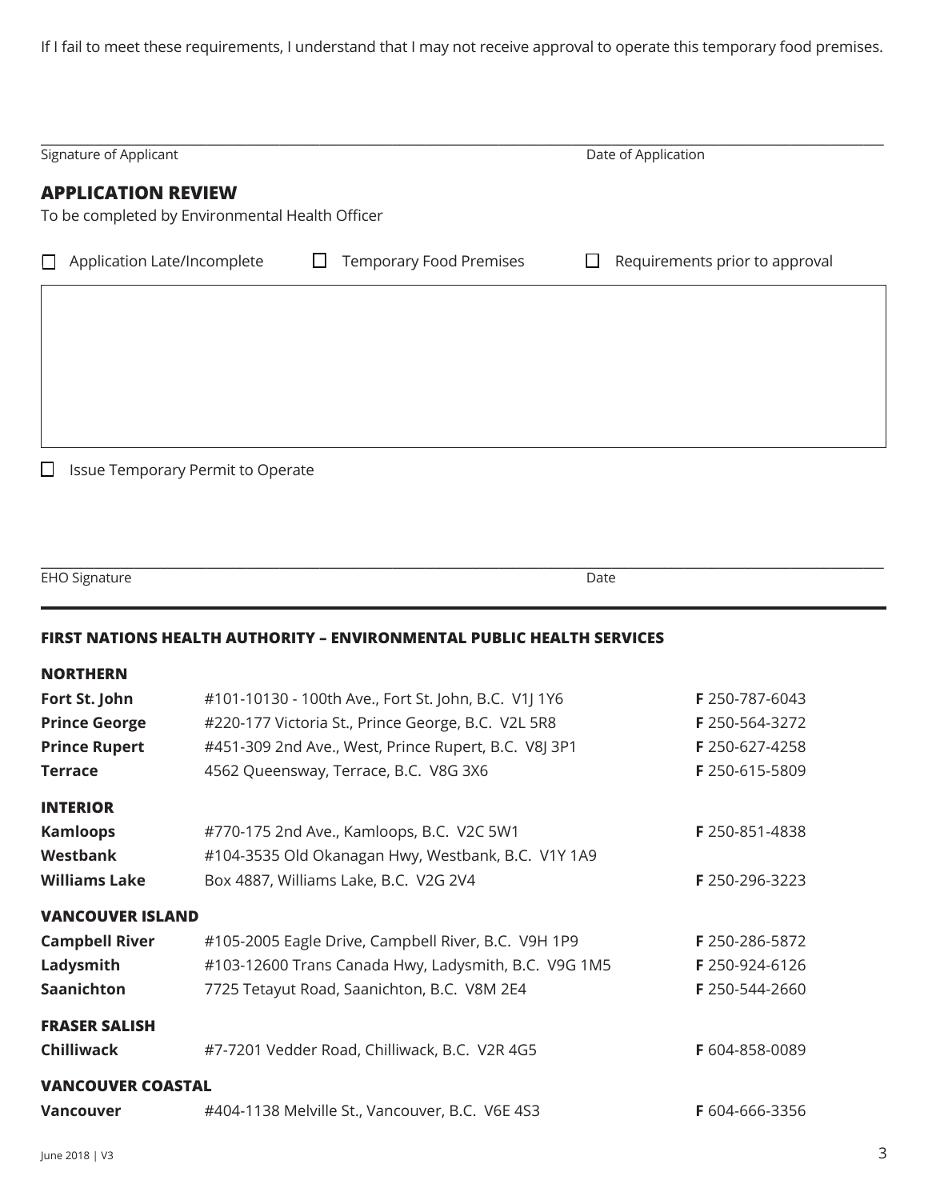If I fail to meet these requirements, I understand that I may not receive approval to operate this temporary food premises.

\_\_\_\_\_\_\_\_\_\_\_\_\_\_\_\_\_\_\_\_\_\_\_\_\_\_\_\_\_\_\_\_\_\_\_\_\_\_\_\_\_\_\_\_\_\_\_\_ \_\_\_\_\_\_\_\_\_\_\_\_\_\_\_\_\_\_\_\_\_\_\_\_

Signature of Applicant | Date of Application

## APPLICATION REVIEW

To be completed by Environmental Health Officer

☐ Application Late/Incomplete ☐ Temporary Food Premises ☐ Requirements prior to approval

☐ Issue Temporary Permit to Operate

\_\_\_\_\_\_\_\_\_\_\_\_\_\_\_\_\_\_\_\_\_\_\_\_\_\_\_\_\_\_\_\_\_\_\_\_\_\_\_\_\_\_\_\_\_\_\_\_ \_\_\_\_\_\_\_\_\_\_\_\_\_\_\_\_\_\_\_\_\_\_\_\_

EHO Signature | Date

### FIRST NATIONS HEALTH AUTHORITY – ENVIRONMENTAL PUBLIC HEALTH SERVICES

| | | |
|---|---|---|
| **NORTHERN** | | |
| **Fort St. John** | #101-10130 - 100th Ave., Fort St. John, B.C. V1J 1Y6 | **F** 250-787-6043 |
| **Prince George** | #220-177 Victoria St., Prince George, B.C. V2L 5R8 | **F** 250-564-3272 |
| **Prince Rupert** | #451-309 2nd Ave., West, Prince Rupert, B.C. V8J 3P1 | **F** 250-627-4258 |
| **Terrace** | 4562 Queensway, Terrace, B.C. V8G 3X6 | **F** 250-615-5809 |
| **INTERIOR** | | |
| **Kamloops** | #770-175 2nd Ave., Kamloops, B.C. V2C 5W1 | **F** 250-851-4838 |
| **Westbank** | #104-3535 Old Okanagan Hwy, Westbank, B.C. V1Y 1A9 | |
| **Williams Lake** | Box 4887, Williams Lake, B.C. V2G 2V4 | **F** 250-296-3223 |
| **VANCOUVER ISLAND** | | |
| **Campbell River** | #105-2005 Eagle Drive, Campbell River, B.C. V9H 1P9 | **F** 250-286-5872 |
| **Ladysmith** | #103-12600 Trans Canada Hwy, Ladysmith, B.C. V9G 1M5 | **F** 250-924-6126 |
| **Saanichton** | 7725 Tetayut Road, Saanichton, B.C. V8M 2E4 | **F** 250-544-2660 |
| **FRASER SALISH** | | |
| **Chilliwack** | #7-7201 Vedder Road, Chilliwack, B.C. V2R 4G5 | **F** 604-858-0089 |
| **VANCOUVER COASTAL** | | |
| **Vancouver** | #404-1138 Melville St., Vancouver, B.C. V6E 4S3 | **F** 604-666-3356 |

June 2018 | V3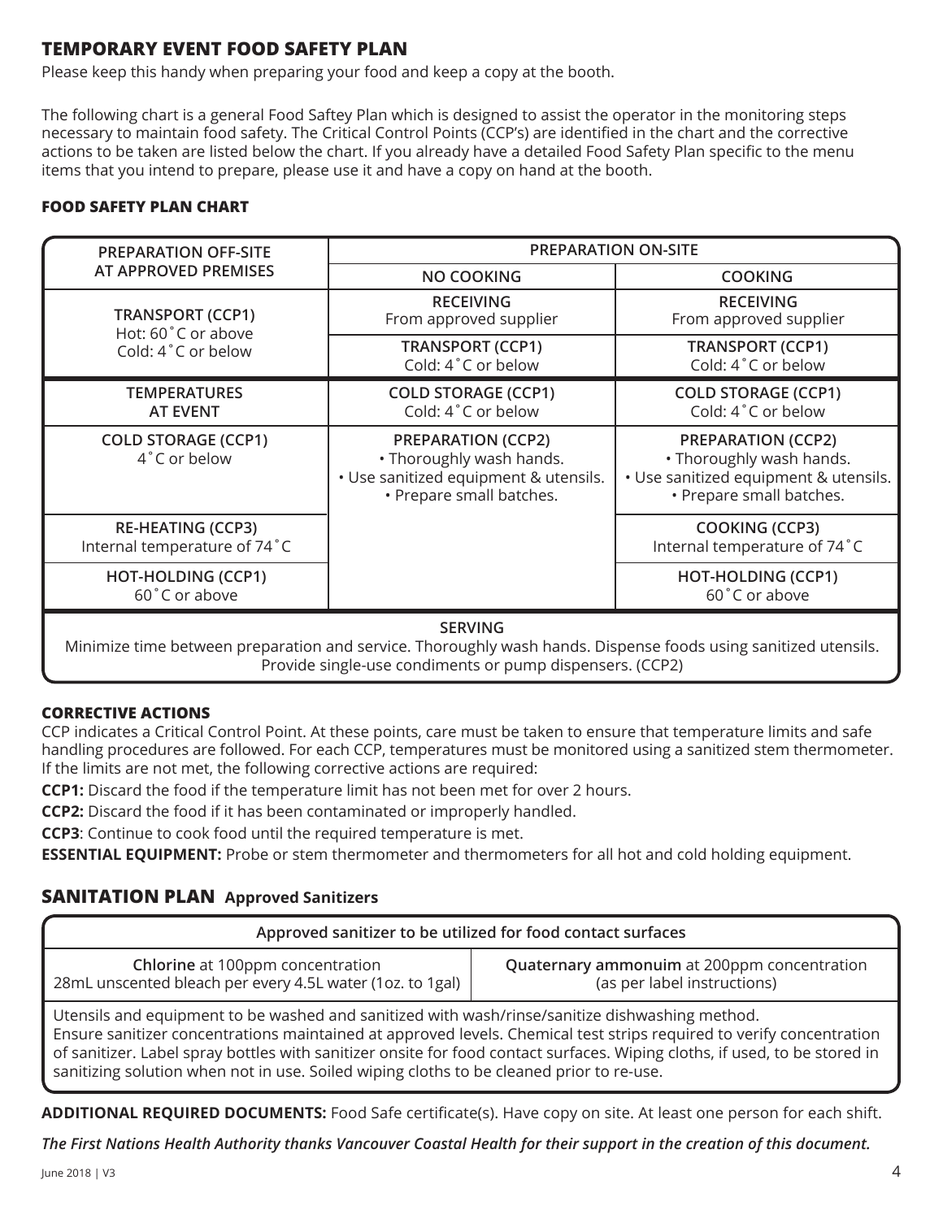## TEMPORARY EVENT FOOD SAFETY PLAN

Please keep this handy when preparing your food and keep a copy at the booth.

The following chart is a general Food Saftey Plan which is designed to assist the operator in the monitoring steps necessary to maintain food safety. The Critical Control Points (CCP's) are identified in the chart and the corrective actions to be taken are listed below the chart. If you already have a detailed Food Safety Plan specific to the menu items that you intend to prepare, please use it and have a copy on hand at the booth.

### FOOD SAFETY PLAN CHART

| PREPARATION OFF-SITE AT APPROVED PREMISES | PREPARATION ON-SITE | |
|---|---|---|
| | NO COOKING | COOKING |
| TRANSPORT (CCP1) Hot: 60˚C or above Cold: 4˚C or below | RECEIVING From approved supplier | RECEIVING From approved supplier |
| | TRANSPORT (CCP1) Cold: 4˚C or below | TRANSPORT (CCP1) Cold: 4˚C or below |
| TEMPERATURES AT EVENT | COLD STORAGE (CCP1) Cold: 4˚C or below | COLD STORAGE (CCP1) Cold: 4˚C or below |
| COLD STORAGE (CCP1) 4˚C or below | PREPARATION (CCP2) • Thoroughly wash hands. • Use sanitized equipment & utensils. • Prepare small batches. | PREPARATION (CCP2) • Thoroughly wash hands. • Use sanitized equipment & utensils. • Prepare small batches. |
| RE-HEATING (CCP3) Internal temperature of 74˚C | | COOKING (CCP3) Internal temperature of 74˚C |
| HOT-HOLDING (CCP1) 60˚C or above | | HOT-HOLDING (CCP1) 60˚C or above |
| SERVING Minimize time between preparation and service. Thoroughly wash hands. Dispense foods using sanitized utensils. Provide single-use condiments or pump dispensers. (CCP2) | | |

### CORRECTIVE ACTIONS

CCP indicates a Critical Control Point. At these points, care must be taken to ensure that temperature limits and safe handling procedures are followed. For each CCP, temperatures must be monitored using a sanitized stem thermometer. If the limits are not met, the following corrective actions are required:

**CCP1:** Discard the food if the temperature limit has not been met for over 2 hours.

**CCP2:** Discard the food if it has been contaminated or improperly handled.

**CCP3**: Continue to cook food until the required temperature is met.

**ESSENTIAL EQUIPMENT:** Probe or stem thermometer and thermometers for all hot and cold holding equipment.

## SANITATION PLAN Approved Sanitizers

| Approved sanitizer to be utilized for food contact surfaces | |
|---|---|
| **Chlorine** at 100ppm concentration 28mL unscented bleach per every 4.5L water (1oz. to 1gal) | **Quaternary ammonuim** at 200ppm concentration (as per label instructions) |
| Utensils and equipment to be washed and sanitized with wash/rinse/sanitize dishwashing method. Ensure sanitizer concentrations maintained at approved levels. Chemical test strips required to verify concentration of sanitizer. Label spray bottles with sanitizer onsite for food contact surfaces. Wiping cloths, if used, to be stored in sanitizing solution when not in use. Soiled wiping cloths to be cleaned prior to re-use. | |

**ADDITIONAL REQUIRED DOCUMENTS:** Food Safe certificate(s). Have copy on site. At least one person for each shift.

***The First Nations Health Authority thanks Vancouver Coastal Health for their support in the creation of this document.***

June 2018 | V3